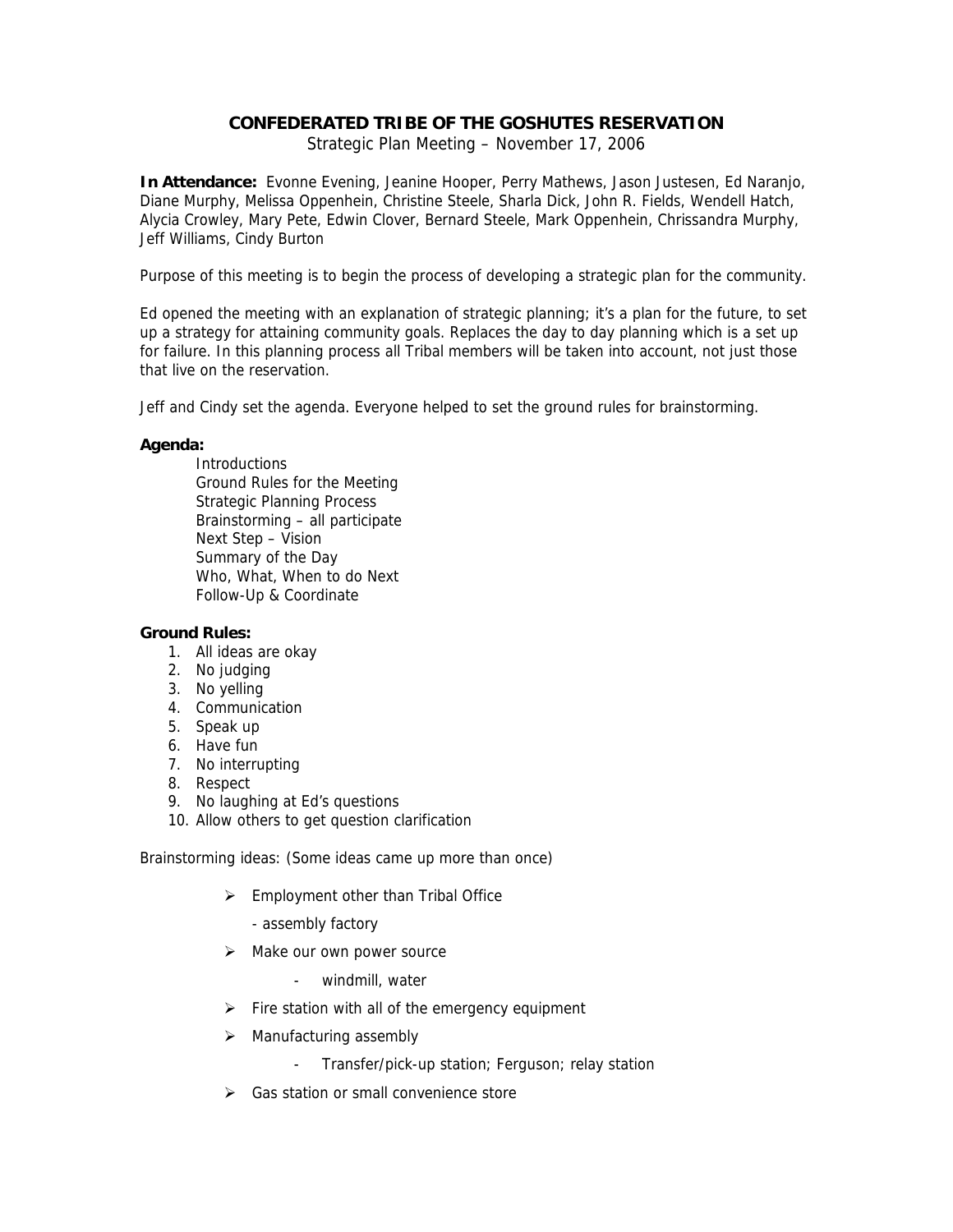# CONFEDERATED TRIBE OF THE GOSHUTES RESERVATION

Strategic Plan Meeting – November 17, 2006

**In Attendance:** Evonne Evening, Jeanine Hooper, Perry Mathews, Jason Justesen, Ed Naranjo, Diane Murphy, Melissa Oppenhein, Christine Steele, Sharla Dick, John R. Fields, Wendell Hatch, Alycia Crowley, Mary Pete, Edwin Clover, Bernard Steele, Mark Oppenhein, Chrissandra Murphy, Jeff Williams, Cindy Burton

Purpose of this meeting is to begin the process of developing a strategic plan for the community.

Ed opened the meeting with an explanation of strategic planning; it's a plan for the future, to set up a strategy for attaining community goals. Replaces the day to day planning which is a set up for failure. In this planning process all Tribal members will be taken into account, not just those that live on the reservation.

Jeff and Cindy set the agenda. Everyone helped to set the ground rules for brainstorming.

**Agenda:**

- Introductions
- Ground Rules for the Meeting
- Strategic Planning Process
- Brainstorming – all participate
- Next Step – Vision
- Summary of the Day
- Who, What, When to do Next
- Follow-Up & Coordinate

**Ground Rules:**

1. All ideas are okay
2. No judging
3. No yelling
4. Communication
5. Speak up
6. Have fun
7. No interrupting
8. Respect
9. No laughing at Ed's questions
10. Allow others to get question clarification

Brainstorming ideas: (Some ideas came up more than once)

- Employment other than Tribal Office
  - assembly factory
- Make our own power source
  - windmill, water
- Fire station with all of the emergency equipment
- Manufacturing assembly
  - Transfer/pick-up station; Ferguson; relay station
- Gas station or small convenience store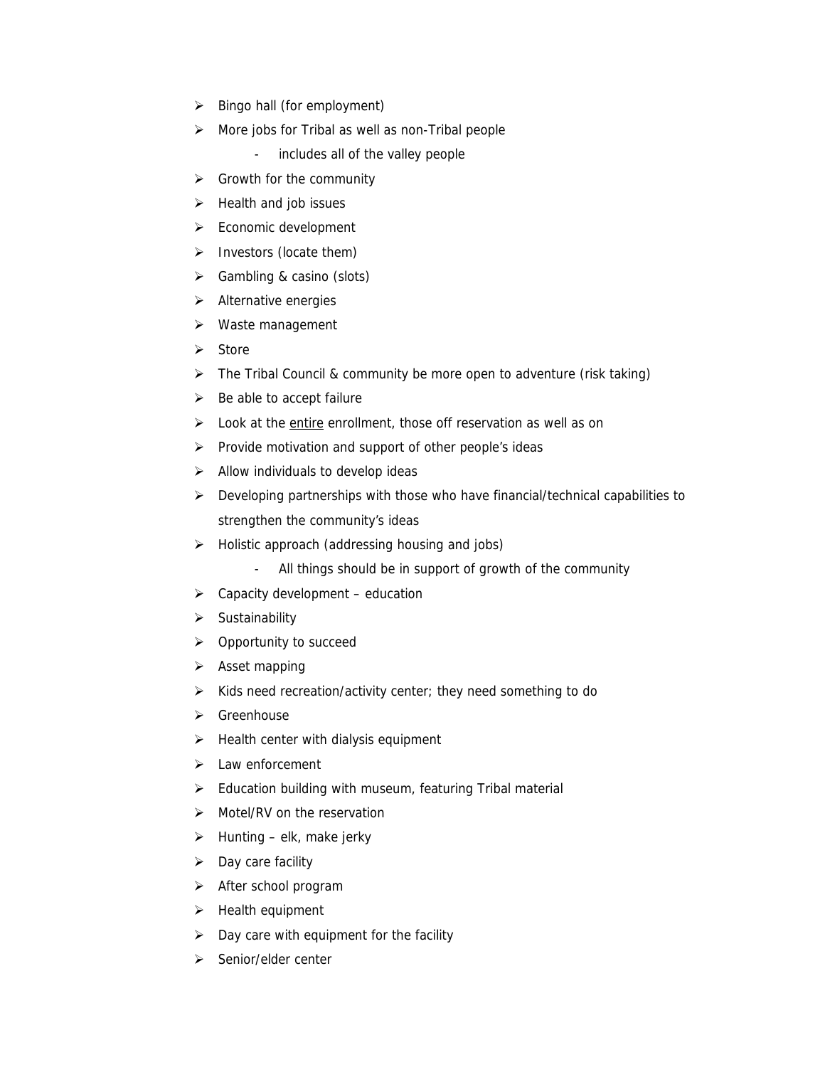- Bingo hall (for employment)
- More jobs for Tribal as well as non-Tribal people
    - includes all of the valley people
- Growth for the community
- Health and job issues
- Economic development
- Investors (locate them)
- Gambling & casino (slots)
- Alternative energies
- Waste management
- Store
- The Tribal Council & community be more open to adventure (risk taking)
- Be able to accept failure
- Look at the <u>entire</u> enrollment, those off reservation as well as on
- Provide motivation and support of other people's ideas
- Allow individuals to develop ideas
- Developing partnerships with those who have financial/technical capabilities to strengthen the community's ideas
- Holistic approach (addressing housing and jobs)
    - All things should be in support of growth of the community
- Capacity development – education
- Sustainability
- Opportunity to succeed
- Asset mapping
- Kids need recreation/activity center; they need something to do
- Greenhouse
- Health center with dialysis equipment
- Law enforcement
- Education building with museum, featuring Tribal material
- Motel/RV on the reservation
- Hunting – elk, make jerky
- Day care facility
- After school program
- Health equipment
- Day care with equipment for the facility
- Senior/elder center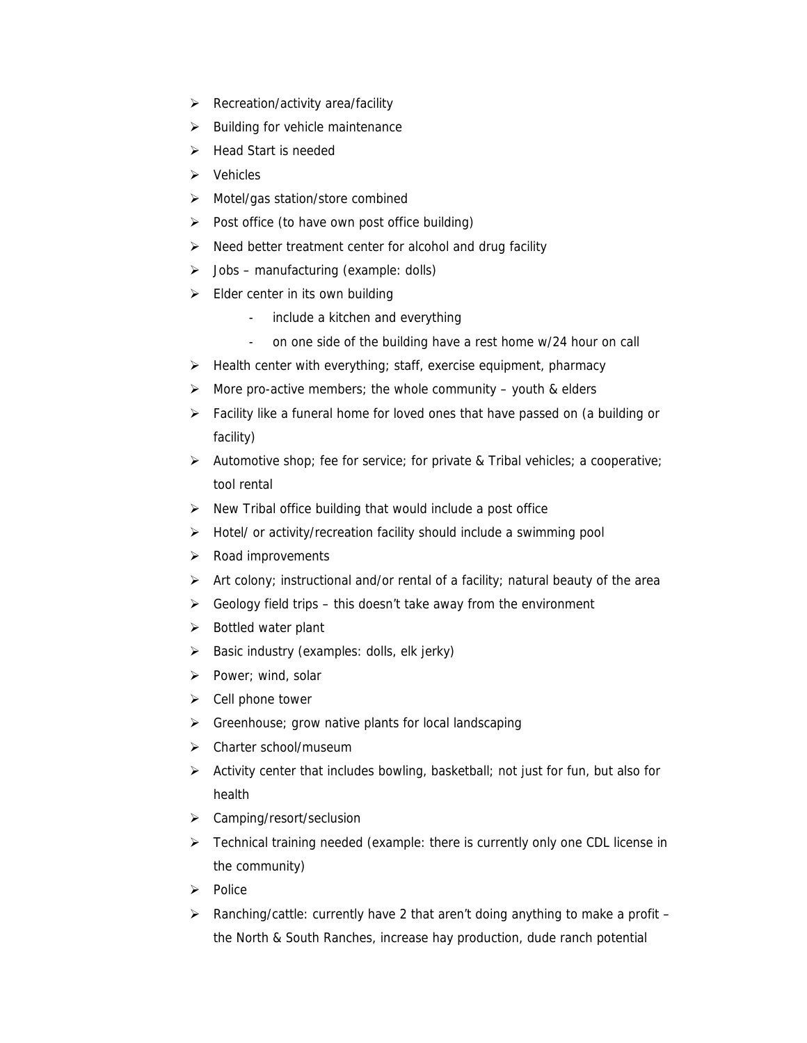- Recreation/activity area/facility
- Building for vehicle maintenance
- Head Start is needed
- Vehicles
- Motel/gas station/store combined
- Post office (to have own post office building)
- Need better treatment center for alcohol and drug facility
- Jobs – manufacturing (example: dolls)
- Elder center in its own building
  - include a kitchen and everything
  - on one side of the building have a rest home w/24 hour on call
- Health center with everything; staff, exercise equipment, pharmacy
- More pro-active members; the whole community – youth & elders
- Facility like a funeral home for loved ones that have passed on (a building or facility)
- Automotive shop; fee for service; for private & Tribal vehicles; a cooperative; tool rental
- New Tribal office building that would include a post office
- Hotel/ or activity/recreation facility should include a swimming pool
- Road improvements
- Art colony; instructional and/or rental of a facility; natural beauty of the area
- Geology field trips – this doesn't take away from the environment
- Bottled water plant
- Basic industry (examples: dolls, elk jerky)
- Power; wind, solar
- Cell phone tower
- Greenhouse; grow native plants for local landscaping
- Charter school/museum
- Activity center that includes bowling, basketball; not just for fun, but also for health
- Camping/resort/seclusion
- Technical training needed (example: there is currently only one CDL license in the community)
- Police
- Ranching/cattle: currently have 2 that aren't doing anything to make a profit – the North & South Ranches, increase hay production, dude ranch potential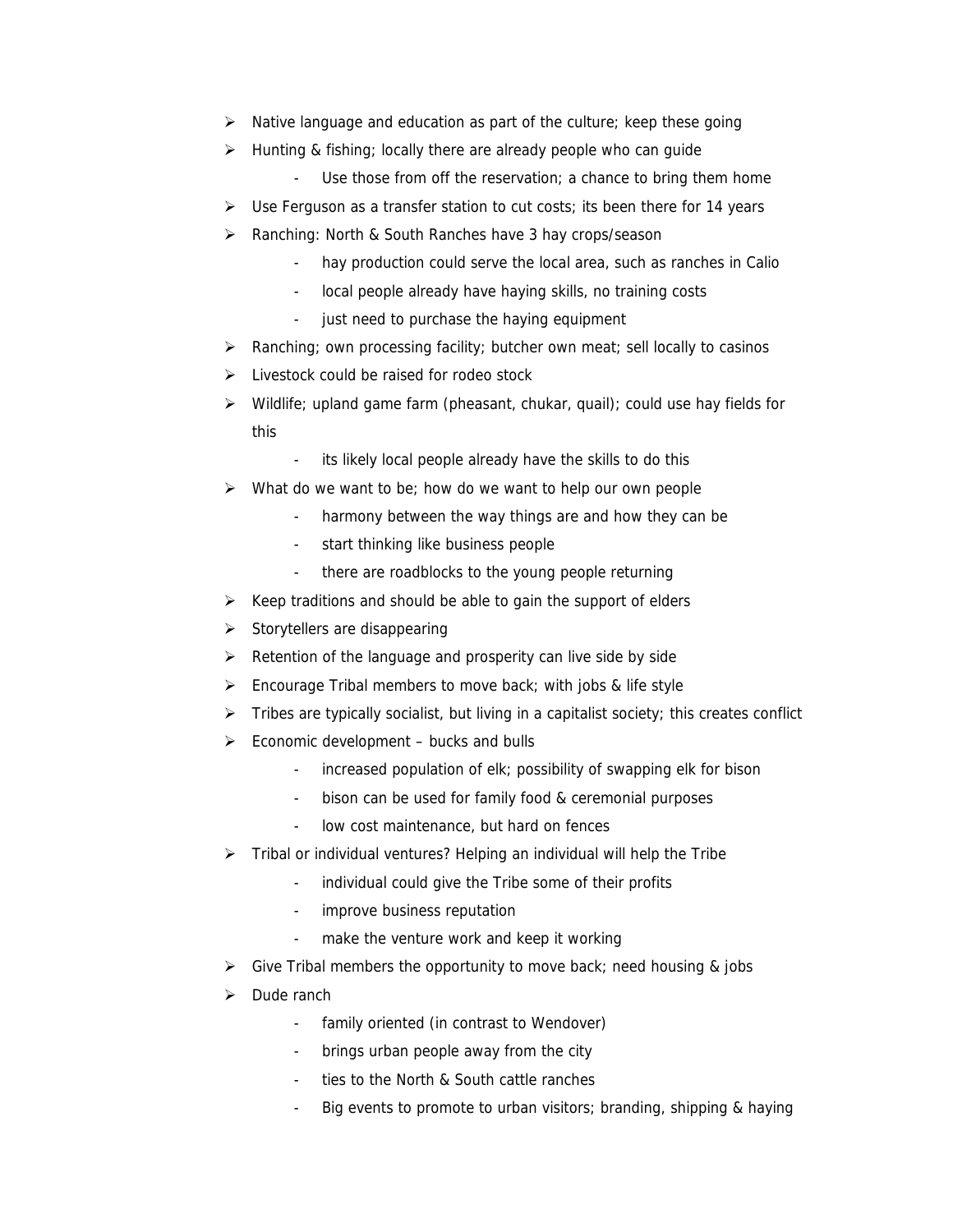- Native language and education as part of the culture; keep these going
- Hunting & fishing; locally there are already people who can guide
  - Use those from off the reservation; a chance to bring them home
- Use Ferguson as a transfer station to cut costs; its been there for 14 years
- Ranching: North & South Ranches have 3 hay crops/season
  - hay production could serve the local area, such as ranches in Calio
  - local people already have haying skills, no training costs
  - just need to purchase the haying equipment
- Ranching; own processing facility; butcher own meat; sell locally to casinos
- Livestock could be raised for rodeo stock
- Wildlife; upland game farm (pheasant, chukar, quail); could use hay fields for this
  - its likely local people already have the skills to do this
- What do we want to be; how do we want to help our own people
  - harmony between the way things are and how they can be
  - start thinking like business people
  - there are roadblocks to the young people returning
- Keep traditions and should be able to gain the support of elders
- Storytellers are disappearing
- Retention of the language and prosperity can live side by side
- Encourage Tribal members to move back; with jobs & life style
- Tribes are typically socialist, but living in a capitalist society; this creates conflict
- Economic development – bucks and bulls
  - increased population of elk; possibility of swapping elk for bison
  - bison can be used for family food & ceremonial purposes
  - low cost maintenance, but hard on fences
- Tribal or individual ventures? Helping an individual will help the Tribe
  - individual could give the Tribe some of their profits
  - improve business reputation
  - make the venture work and keep it working
- Give Tribal members the opportunity to move back; need housing & jobs
- Dude ranch
  - family oriented (in contrast to Wendover)
  - brings urban people away from the city
  - ties to the North & South cattle ranches
  - Big events to promote to urban visitors; branding, shipping & haying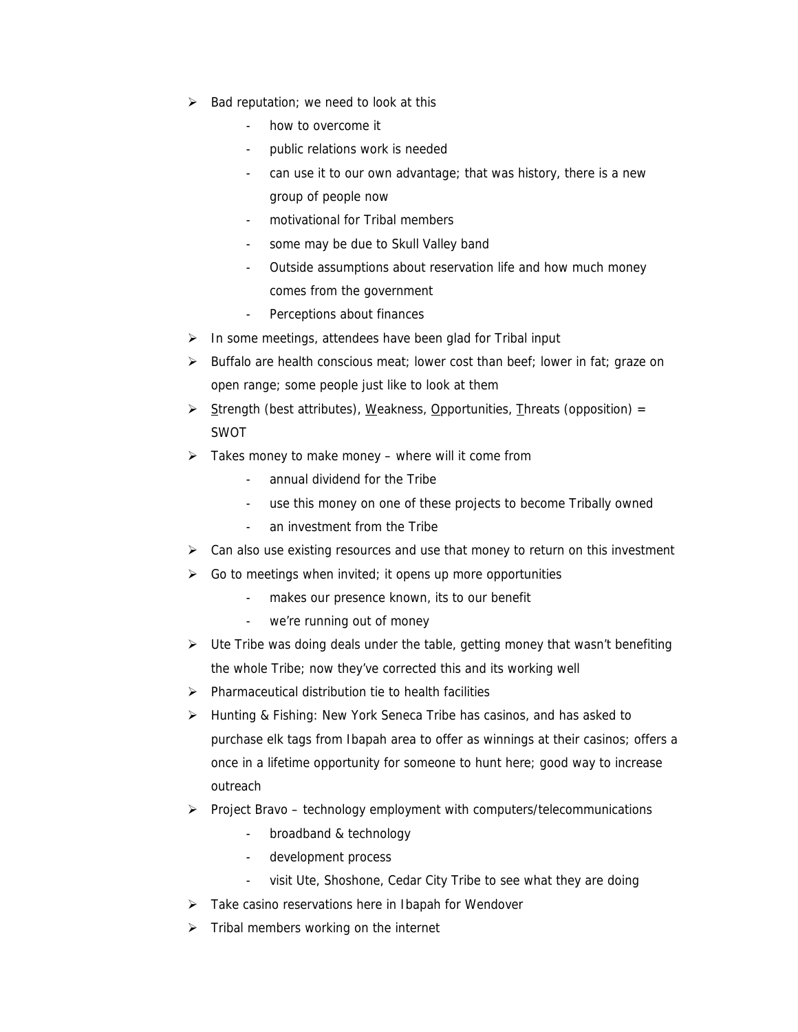- Bad reputation; we need to look at this
    - how to overcome it
    - public relations work is needed
    - can use it to our own advantage; that was history, there is a new group of people now
    - motivational for Tribal members
    - some may be due to Skull Valley band
    - Outside assumptions about reservation life and how much money comes from the government
    - Perceptions about finances
- In some meetings, attendees have been glad for Tribal input
- Buffalo are health conscious meat; lower cost than beef; lower in fat; graze on open range; some people just like to look at them
- Strength (best attributes), Weakness, Opportunities, Threats (opposition) = SWOT
- Takes money to make money – where will it come from
    - annual dividend for the Tribe
    - use this money on one of these projects to become Tribally owned
    - an investment from the Tribe
- Can also use existing resources and use that money to return on this investment
- Go to meetings when invited; it opens up more opportunities
    - makes our presence known, its to our benefit
    - we're running out of money
- Ute Tribe was doing deals under the table, getting money that wasn't benefiting the whole Tribe; now they've corrected this and its working well
- Pharmaceutical distribution tie to health facilities
- Hunting & Fishing: New York Seneca Tribe has casinos, and has asked to purchase elk tags from Ibapah area to offer as winnings at their casinos; offers a once in a lifetime opportunity for someone to hunt here; good way to increase outreach
- Project Bravo – technology employment with computers/telecommunications
    - broadband & technology
    - development process
    - visit Ute, Shoshone, Cedar City Tribe to see what they are doing
- Take casino reservations here in Ibapah for Wendover
- Tribal members working on the internet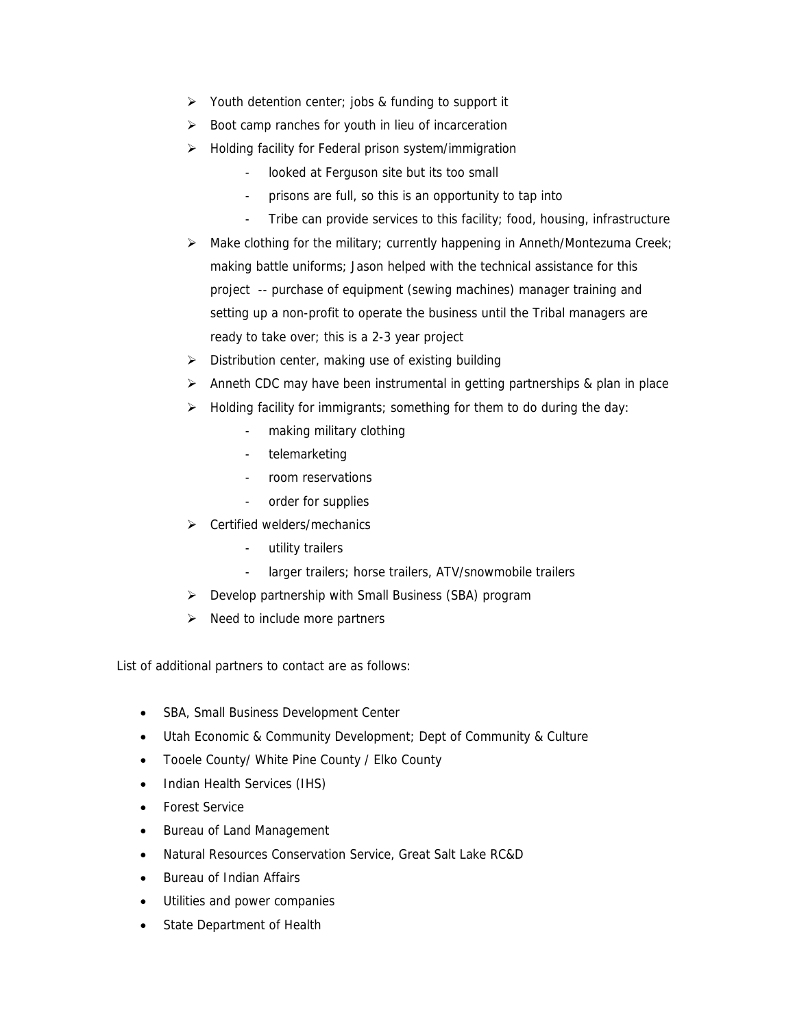- Youth detention center; jobs & funding to support it
- Boot camp ranches for youth in lieu of incarceration
- Holding facility for Federal prison system/immigration
  - looked at Ferguson site but its too small
  - prisons are full, so this is an opportunity to tap into
  - Tribe can provide services to this facility; food, housing, infrastructure
- Make clothing for the military; currently happening in Anneth/Montezuma Creek; making battle uniforms; Jason helped with the technical assistance for this project -- purchase of equipment (sewing machines) manager training and setting up a non-profit to operate the business until the Tribal managers are ready to take over; this is a 2-3 year project
- Distribution center, making use of existing building
- Anneth CDC may have been instrumental in getting partnerships & plan in place
- Holding facility for immigrants; something for them to do during the day:
  - making military clothing
  - telemarketing
  - room reservations
  - order for supplies
- Certified welders/mechanics
  - utility trailers
  - larger trailers; horse trailers, ATV/snowmobile trailers
- Develop partnership with Small Business (SBA) program
- Need to include more partners

List of additional partners to contact are as follows:

- SBA, Small Business Development Center
- Utah Economic & Community Development; Dept of Community & Culture
- Tooele County/ White Pine County / Elko County
- Indian Health Services (IHS)
- Forest Service
- Bureau of Land Management
- Natural Resources Conservation Service, Great Salt Lake RC&D
- Bureau of Indian Affairs
- Utilities and power companies
- State Department of Health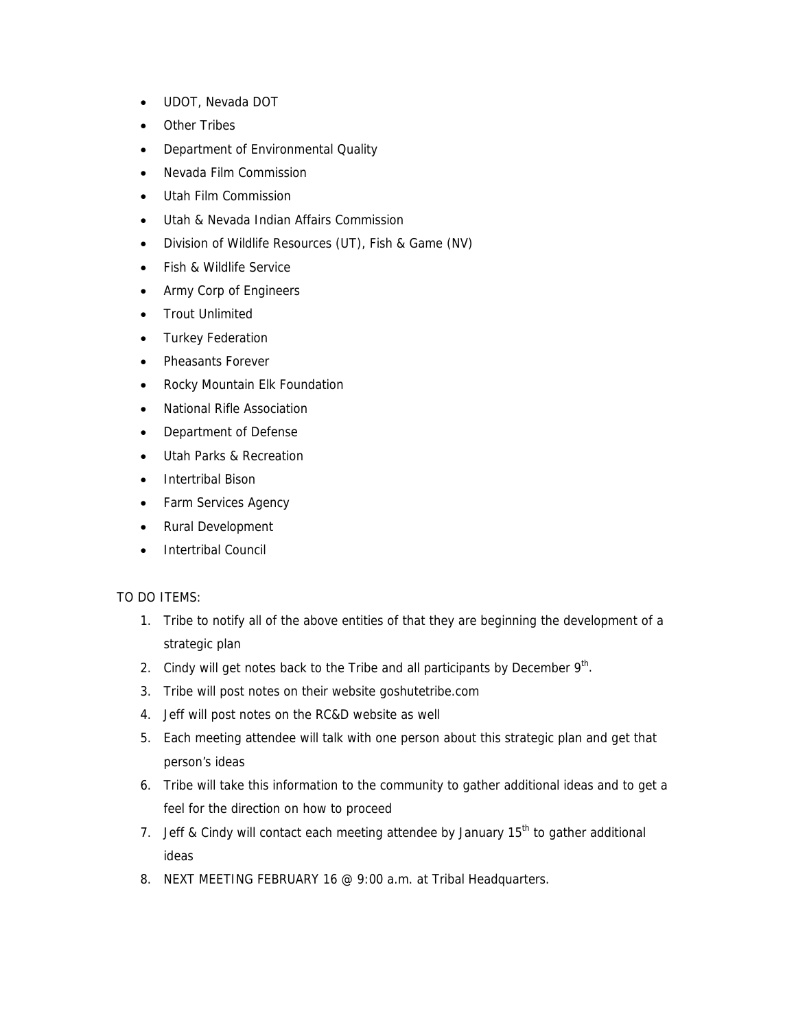- UDOT, Nevada DOT
- Other Tribes
- Department of Environmental Quality
- Nevada Film Commission
- Utah Film Commission
- Utah & Nevada Indian Affairs Commission
- Division of Wildlife Resources (UT), Fish & Game (NV)
- Fish & Wildlife Service
- Army Corp of Engineers
- Trout Unlimited
- Turkey Federation
- Pheasants Forever
- Rocky Mountain Elk Foundation
- National Rifle Association
- Department of Defense
- Utah Parks & Recreation
- Intertribal Bison
- Farm Services Agency
- Rural Development
- Intertribal Council

TO DO ITEMS:

1. Tribe to notify all of the above entities of that they are beginning the development of a strategic plan
2. Cindy will get notes back to the Tribe and all participants by December 9th.
3. Tribe will post notes on their website goshutetribe.com
4. Jeff will post notes on the RC&D website as well
5. Each meeting attendee will talk with one person about this strategic plan and get that person's ideas
6. Tribe will take this information to the community to gather additional ideas and to get a feel for the direction on how to proceed
7. Jeff & Cindy will contact each meeting attendee by January 15th to gather additional ideas
8. NEXT MEETING FEBRUARY 16 @ 9:00 a.m. at Tribal Headquarters.